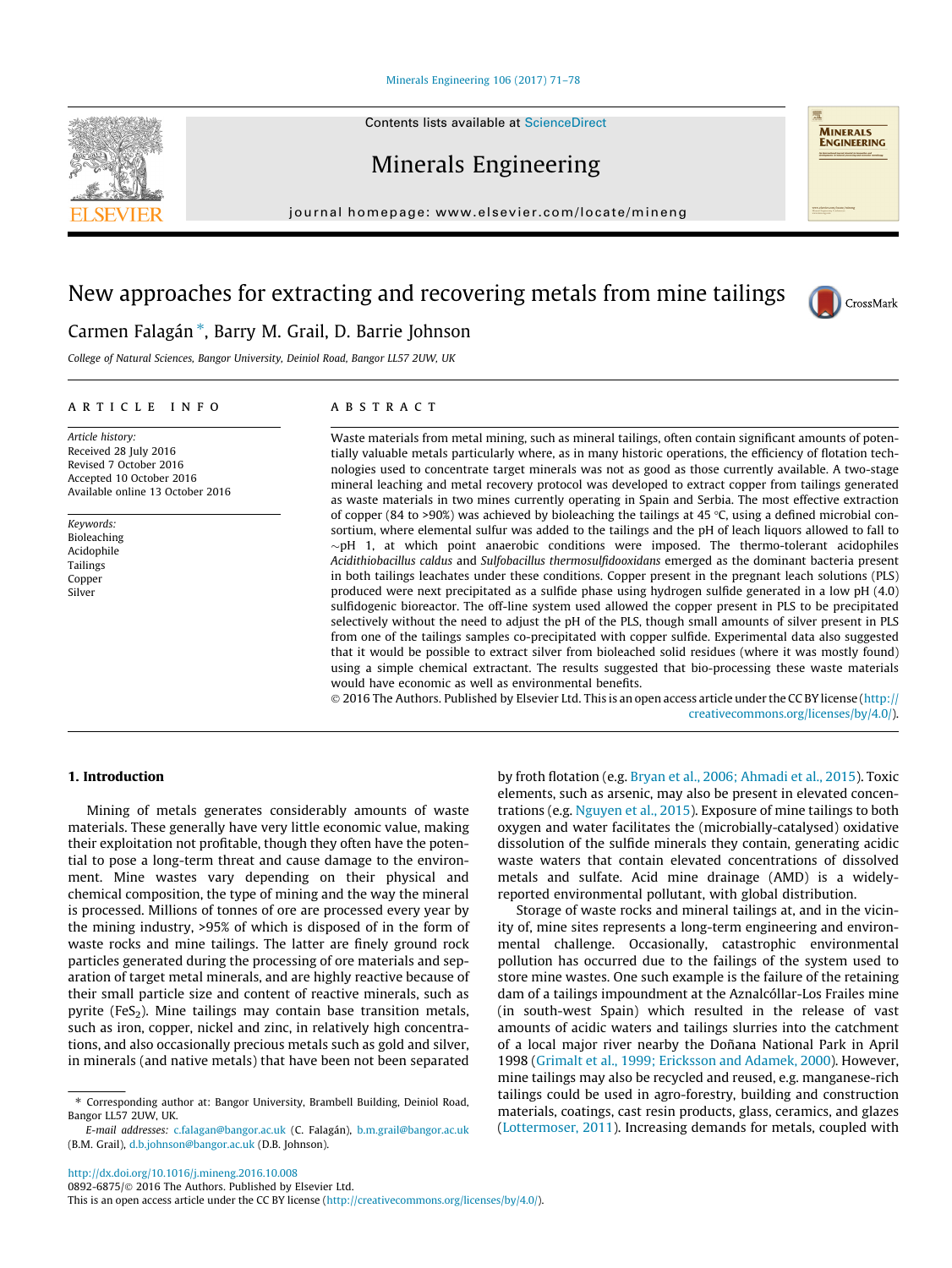# New approaches for extracting and recovering metals from mine tailings

Carmen Falagán *, Barry M. Grail, D. Barrie Johnson

*College of Natural Sciences, Bangor University, Deiniol Road, Bangor LL57 2UW, UK*

## ARTICLE INFO

*Article history:*
Received 28 July 2016
Revised 7 October 2016
Accepted 10 October 2016
Available online 13 October 2016

*Keywords:*
Bioleaching
Acidophile
Tailings
Copper
Silver

## ABSTRACT

Waste materials from metal mining, such as mineral tailings, often contain significant amounts of potentially valuable metals particularly where, as in many historic operations, the efficiency of flotation technologies used to concentrate target minerals was not as good as those currently available. A two-stage mineral leaching and metal recovery protocol was developed to extract copper from tailings generated as waste materials in two mines currently operating in Spain and Serbia. The most effective extraction of copper (84 to >90%) was achieved by bioleaching the tailings at 45 °C, using a defined microbial consortium, where elemental sulfur was added to the tailings and the pH of leach liquors allowed to fall to ~pH 1, at which point anaerobic conditions were imposed. The thermo-tolerant acidophiles *Acidithiobacillus caldus* and *Sulfobacillus thermosulfidooxidans* emerged as the dominant bacteria present in both tailings leachates under these conditions. Copper present in the pregnant leach solutions (PLS) produced were next precipitated as a sulfide phase using hydrogen sulfide generated in a low pH (4.0) sulfidogenic bioreactor. The off-line system used allowed the copper present in PLS to be precipitated selectively without the need to adjust the pH of the PLS, though small amounts of silver present in PLS from one of the tailings samples co-precipitated with copper sulfide. Experimental data also suggested that it would be possible to extract silver from bioleached solid residues (where it was mostly found) using a simple chemical extractant. The results suggested that bio-processing these waste materials would have economic as well as environmental benefits.

© 2016 The Authors. Published by Elsevier Ltd. This is an open access article under the CC BY license (http://creativecommons.org/licenses/by/4.0/).

## 1. Introduction

Mining of metals generates considerably amounts of waste materials. These generally have very little economic value, making their exploitation not profitable, though they often have the potential to pose a long-term threat and cause damage to the environment. Mine wastes vary depending on their physical and chemical composition, the type of mining and the way the mineral is processed. Millions of tonnes of ore are processed every year by the mining industry, >95% of which is disposed of in the form of waste rocks and mine tailings. The latter are finely ground rock particles generated during the processing of ore materials and separation of target metal minerals, and are highly reactive because of their small particle size and content of reactive minerals, such as pyrite ($FeS_2$). Mine tailings may contain base transition metals, such as iron, copper, nickel and zinc, in relatively high concentrations, and also occasionally precious metals such as gold and silver, in minerals (and native metals) that have been not been separated by froth flotation (e.g. Bryan et al., 2006; Ahmadi et al., 2015). Toxic elements, such as arsenic, may also be present in elevated concentrations (e.g. Nguyen et al., 2015). Exposure of mine tailings to both oxygen and water facilitates the (microbially-catalysed) oxidative dissolution of the sulfide minerals they contain, generating acidic waste waters that contain elevated concentrations of dissolved metals and sulfate. Acid mine drainage (AMD) is a widely-reported environmental pollutant, with global distribution.

Storage of waste rocks and mineral tailings at, and in the vicinity of, mine sites represents a long-term engineering and environmental challenge. Occasionally, catastrophic environmental pollution has occurred due to the failings of the system used to store mine wastes. One such example is the failure of the retaining dam of a tailings impoundment at the Aznalcóllar-Los Frailes mine (in south-west Spain) which resulted in the release of vast amounts of acidic waters and tailings slurries into the catchment of a local major river nearby the Doñana National Park in April 1998 (Grimalt et al., 1999; Ericksson and Adamek, 2000). However, mine tailings may also be recycled and reused, e.g. manganese-rich tailings could be used in agro-forestry, building and construction materials, coatings, cast resin products, glass, ceramics, and glazes (Lottermoser, 2011). Increasing demands for metals, coupled with

---

* Corresponding author at: Bangor University, Brambell Building, Deiniol Road, Bangor LL57 2UW, UK.
*E-mail addresses:* c.falagan@bangor.ac.uk (C. Falagán), b.m.grail@bangor.ac.uk (B.M. Grail), d.b.johnson@bangor.ac.uk (D.B. Johnson).

http://dx.doi.org/10.1016/j.mineng.2016.10.008
0892-6875/© 2016 The Authors. Published by Elsevier Ltd.
This is an open access article under the CC BY license (http://creativecommons.org/licenses/by/4.0/).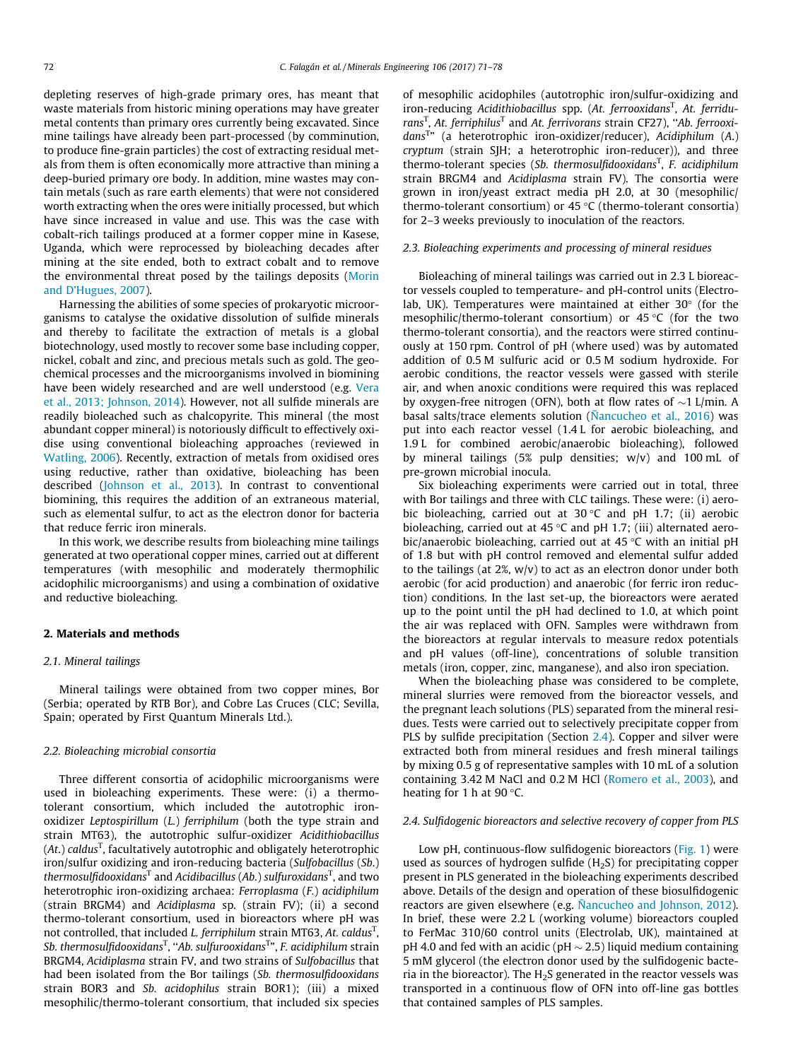depleting reserves of high-grade primary ores, has meant that waste materials from historic mining operations may have greater metal contents than primary ores currently being excavated. Since mine tailings have already been part-processed (by comminution, to produce fine-grain particles) the cost of extracting residual metals from them is often economically more attractive than mining a deep-buried primary ore body. In addition, mine wastes may contain metals (such as rare earth elements) that were not considered worth extracting when the ores were initially processed, but which have since increased in value and use. This was the case with cobalt-rich tailings produced at a former copper mine in Kasese, Uganda, which were reprocessed by bioleaching decades after mining at the site ended, both to extract cobalt and to remove the environmental threat posed by the tailings deposits (Morin and D'Hugues, 2007).

Harnessing the abilities of some species of prokaryotic microorganisms to catalyse the oxidative dissolution of sulfide minerals and thereby to facilitate the extraction of metals is a global biotechnology, used mostly to recover some base including copper, nickel, cobalt and zinc, and precious metals such as gold. The geochemical processes and the microorganisms involved in biomining have been widely researched and are well understood (e.g. Vera et al., 2013; Johnson, 2014). However, not all sulfide minerals are readily bioleached such as chalcopyrite. This mineral (the most abundant copper mineral) is notoriously difficult to effectively oxidise using conventional bioleaching approaches (reviewed in Watling, 2006). Recently, extraction of metals from oxidised ores using reductive, rather than oxidative, bioleaching has been described (Johnson et al., 2013). In contrast to conventional biomining, this requires the addition of an extraneous material, such as elemental sulfur, to act as the electron donor for bacteria that reduce ferric iron minerals.

In this work, we describe results from bioleaching mine tailings generated at two operational copper mines, carried out at different temperatures (with mesophilic and moderately thermophilic acidophilic microorganisms) and using a combination of oxidative and reductive bioleaching.

## 2. Materials and methods

### 2.1. Mineral tailings

Mineral tailings were obtained from two copper mines, Bor (Serbia; operated by RTB Bor), and Cobre Las Cruces (CLC; Sevilla, Spain; operated by First Quantum Minerals Ltd.).

### 2.2. Bioleaching microbial consortia

Three different consortia of acidophilic microorganisms were used in bioleaching experiments. These were: (i) a thermo-tolerant consortium, which included the autotrophic iron-oxidizer *Leptospirillum* (*L.*) *ferriphilum* (both the type strain and strain MT63), the autotrophic sulfur-oxidizer *Acidithiobacillus* (*At.*) *caldus*$^T$, facultatively autotrophic and obligately heterotrophic iron/sulfur oxidizing and iron-reducing bacteria (*Sulfobacillus* (*Sb.*) *thermosulfidooxidans*$^T$ and *Acidibacillus* (*Ab.*) *sulfuroxidans*$^T$, and two heterotrophic iron-oxidizing archaea: *Ferroplasma* (*F.*) *acidiphilum* (strain BRGM4) and *Acidiplasma* sp. (strain FV); (ii) a second thermo-tolerant consortium, used in bioreactors where pH was not controlled, that included *L. ferriphilum* strain MT63, *At. caldus*$^T$, *Sb. thermosulfidooxidans*$^T$, "*Ab. sulfurooxidans*$^T$", *F. acidiphilum* strain BRGM4, *Acidiplasma* strain FV, and two strains of *Sulfobacillus* that had been isolated from the Bor tailings (*Sb. thermosulfidooxidans* strain BOR3 and *Sb. acidophilus* strain BOR1); (iii) a mixed mesophilic/thermo-tolerant consortium, that included six species of mesophilic acidophiles (autotrophic iron/sulfur-oxidizing and iron-reducing *Acidithiobacillus* spp. (*At. ferrooxidans*$^T$, *At. ferridurans*$^T$, *At. ferriphilus*$^T$ and *At. ferrivorans* strain CF27), "*Ab. ferrooxidans*$^T$" (a heterotrophic iron-oxidizer/reducer), *Acidiphilum* (*A.*) *cryptum* (strain SJH; a heterotrophic iron-reducer)), and three thermo-tolerant species (*Sb. thermosulfidooxidans*$^T$, *F. acidiphilum* strain BRGM4 and *Acidiplasma* strain FV). The consortia were grown in iron/yeast extract media pH 2.0, at 30 (mesophilic/thermo-tolerant consortium) or 45 °C (thermo-tolerant consortia) for 2–3 weeks previously to inoculation of the reactors.

### 2.3. Bioleaching experiments and processing of mineral residues

Bioleaching of mineral tailings was carried out in 2.3 L bioreactor vessels coupled to temperature- and pH-control units (Electrolab, UK). Temperatures were maintained at either 30° (for the mesophilic/thermo-tolerant consortium) or 45 °C (for the two thermo-tolerant consortia), and the reactors were stirred continuously at 150 rpm. Control of pH (where used) was by automated addition of 0.5 M sulfuric acid or 0.5 M sodium hydroxide. For aerobic conditions, the reactor vessels were gassed with sterile air, and when anoxic conditions were required this was replaced by oxygen-free nitrogen (OFN), both at flow rates of ~1 L/min. A basal salts/trace elements solution (Ñancucheo et al., 2016) was put into each reactor vessel (1.4 L for aerobic bioleaching, and 1.9 L for combined aerobic/anaerobic bioleaching), followed by mineral tailings (5% pulp densities; w/v) and 100 mL of pre-grown microbial inocula.

Six bioleaching experiments were carried out in total, three with Bor tailings and three with CLC tailings. These were: (i) aerobic bioleaching, carried out at 30 °C and pH 1.7; (ii) aerobic bioleaching, carried out at 45 °C and pH 1.7; (iii) alternated aerobic/anaerobic bioleaching, carried out at 45 °C with an initial pH of 1.8 but with pH control removed and elemental sulfur added to the tailings (at 2%, w/v) to act as an electron donor under both aerobic (for acid production) and anaerobic (for ferric iron reduction) conditions. In the last set-up, the bioreactors were aerated up to the point until the pH had declined to 1.0, at which point the air was replaced with OFN. Samples were withdrawn from the bioreactors at regular intervals to measure redox potentials and pH values (off-line), concentrations of soluble transition metals (iron, copper, zinc, manganese), and also iron speciation.

When the bioleaching phase was considered to be complete, mineral slurries were removed from the bioreactor vessels, and the pregnant leach solutions (PLS) separated from the mineral residues. Tests were carried out to selectively precipitate copper from PLS by sulfide precipitation (Section 2.4). Copper and silver were extracted both from mineral residues and fresh mineral tailings by mixing 0.5 g of representative samples with 10 mL of a solution containing 3.42 M NaCl and 0.2 M HCl (Romero et al., 2003), and heating for 1 h at 90 °C.

### 2.4. Sulfidogenic bioreactors and selective recovery of copper from PLS

Low pH, continuous-flow sulfidogenic bioreactors (Fig. 1) were used as sources of hydrogen sulfide ($H_2S$) for precipitating copper present in PLS generated in the bioleaching experiments described above. Details of the design and operation of these biosulfidogenic reactors are given elsewhere (e.g. Ñancucheo and Johnson, 2012). In brief, these were 2.2 L (working volume) bioreactors coupled to FerMac 310/60 control units (Electrolab, UK), maintained at pH 4.0 and fed with an acidic (pH ~ 2.5) liquid medium containing 5 mM glycerol (the electron donor used by the sulfidogenic bacteria in the bioreactor). The $H_2S$ generated in the reactor vessels was transported in a continuous flow of OFN into off-line gas bottles that contained samples of PLS samples.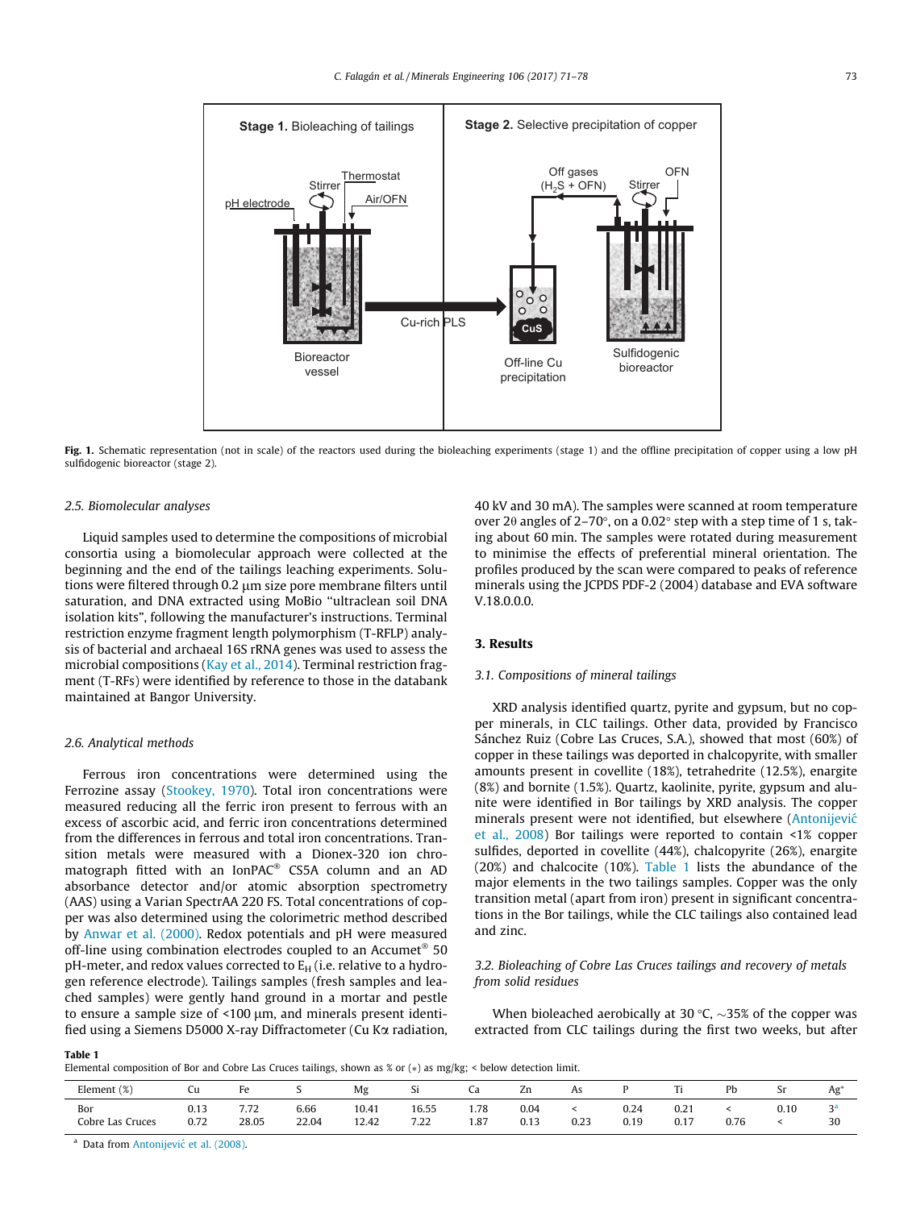Fig. 1. Schematic representation (not in scale) of the reactors used during the bioleaching experiments (stage 1) and the offline precipitation of copper using a low pH sulfidogenic bioreactor (stage 2).

### 2.5. Biomolecular analyses

Liquid samples used to determine the compositions of microbial consortia using a biomolecular approach were collected at the beginning and the end of the tailings leaching experiments. Solutions were filtered through 0.2 μm size pore membrane filters until saturation, and DNA extracted using MoBio "ultraclean soil DNA isolation kits", following the manufacturer's instructions. Terminal restriction enzyme fragment length polymorphism (T-RFLP) analysis of bacterial and archaeal 16S rRNA genes was used to assess the microbial compositions (Kay et al., 2014). Terminal restriction fragment (T-RFs) were identified by reference to those in the databank maintained at Bangor University.

### 2.6. Analytical methods

Ferrous iron concentrations were determined using the Ferrozine assay (Stookey, 1970). Total iron concentrations were measured reducing all the ferric iron present to ferrous with an excess of ascorbic acid, and ferric iron concentrations determined from the differences in ferrous and total iron concentrations. Transition metals were measured with a Dionex-320 ion chromatograph fitted with an IonPAC® CS5A column and an AD absorbance detector and/or atomic absorption spectrometry (AAS) using a Varian SpectrAA 220 FS. Total concentrations of copper was also determined using the colorimetric method described by Anwar et al. (2000). Redox potentials and pH were measured off-line using combination electrodes coupled to an Accumet® 50 pH-meter, and redox values corrected to $E_H$ (i.e. relative to a hydrogen reference electrode). Tailings samples (fresh samples and leached samples) were gently hand ground in a mortar and pestle to ensure a sample size of <100 μm, and minerals present identified using a Siemens D5000 X-ray Diffractometer (Cu Kα radiation, 40 kV and 30 mA). The samples were scanned at room temperature over 2θ angles of 2–70°, on a 0.02° step with a step time of 1 s, taking about 60 min. The samples were rotated during measurement to minimise the effects of preferential mineral orientation. The profiles produced by the scan were compared to peaks of reference minerals using the JCPDS PDF-2 (2004) database and EVA software V.18.0.0.0.

## 3. Results

### 3.1. Compositions of mineral tailings

XRD analysis identified quartz, pyrite and gypsum, but no copper minerals, in CLC tailings. Other data, provided by Francisco Sánchez Ruiz (Cobre Las Cruces, S.A.), showed that most (60%) of copper in these tailings was deported in chalcopyrite, with smaller amounts present in covellite (18%), tetrahedrite (12.5%), enargite (8%) and bornite (1.5%). Quartz, kaolinite, pyrite, gypsum and alunite were identified in Bor tailings by XRD analysis. The copper minerals present were not identified, but elsewhere (Antonijević et al., 2008) Bor tailings were reported to contain <1% copper sulfides, deported in covellite (44%), chalcopyrite (26%), enargite (20%) and chalcocite (10%). Table 1 lists the abundance of the major elements in the two tailings samples. Copper was the only transition metal (apart from iron) present in significant concentrations in the Bor tailings, while the CLC tailings also contained lead and zinc.

### 3.2. Bioleaching of Cobre Las Cruces tailings and recovery of metals from solid residues

When bioleached aerobically at 30 °C, ~35% of the copper was extracted from CLC tailings during the first two weeks, but after

**Table 1**
Elemental composition of Bor and Cobre Las Cruces tailings, shown as % or (*) as mg/kg; < below detection limit.

| Element (%) | Cu | Fe | S | Mg | Si | Ca | Zn | As | P | Ti | Pb | Sr | Ag* |
|---|---|---|---|---|---|---|---|---|---|---|---|---|---|
| Bor | 0.13 | 7.72 | 6.66 | 10.41 | 16.55 | 1.78 | 0.04 | < | 0.24 | 0.21 | < | 0.10 | 3[a] |
| Cobre Las Cruces | 0.72 | 28.05 | 22.04 | 12.42 | 7.22 | 1.87 | 0.13 | 0.23 | 0.19 | 0.17 | 0.76 | < | 30 |

[a] Data from Antonijević et al. (2008).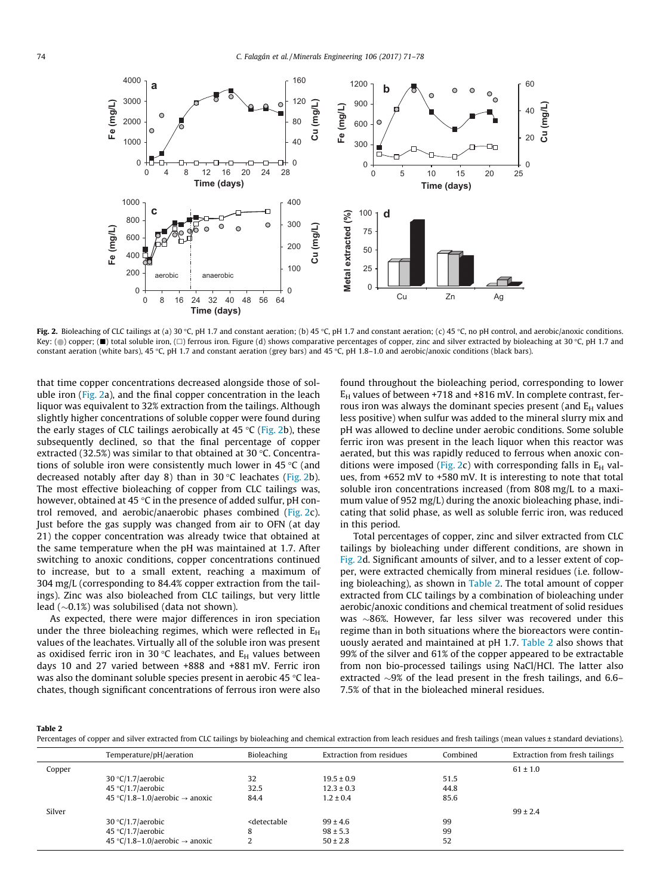**Fig. 2.** Bioleaching of CLC tailings at (a) 30 °C, pH 1.7 and constant aeration; (b) 45 °C, pH 1.7 and constant aeration; (c) 45 °C, no pH control, and aerobic/anoxic conditions. Key: (●) copper; (■) total soluble iron, (□) ferrous iron. Figure (d) shows comparative percentages of copper, zinc and silver extracted by bioleaching at 30 °C, pH 1.7 and constant aeration (white bars), 45 °C, pH 1.7 and constant aeration (grey bars) and 45 °C, pH 1.8–1.0 and aerobic/anoxic conditions (black bars).

that time copper concentrations decreased alongside those of soluble iron (Fig. 2a), and the final copper concentration in the leach liquor was equivalent to 32% extraction from the tailings. Although slightly higher concentrations of soluble copper were found during the early stages of CLC tailings aerobically at 45 °C (Fig. 2b), these subsequently declined, so that the final percentage of copper extracted (32.5%) was similar to that obtained at 30 °C. Concentrations of soluble iron were consistently much lower in 45 °C (and decreased notably after day 8) than in 30 °C leachates (Fig. 2b). The most effective bioleaching of copper from CLC tailings was, however, obtained at 45 °C in the presence of added sulfur, pH control removed, and aerobic/anaerobic phases combined (Fig. 2c). Just before the gas supply was changed from air to OFN (at day 21) the copper concentration was already twice that obtained at the same temperature when the pH was maintained at 1.7. After switching to anoxic conditions, copper concentrations continued to increase, but to a small extent, reaching a maximum of 304 mg/L (corresponding to 84.4% copper extracted from the tailings). Zinc was also bioleached from CLC tailings, but very little lead (~0.1%) was solubilised (data not shown).

As expected, there were major differences in iron speciation under the three bioleaching regimes, which were reflected in $E_H$ values of the leachates. Virtually all of the soluble iron was present as oxidised ferric iron in 30 °C leachates, and $E_H$ values between days 10 and 27 varied between +888 and +881 mV. Ferric iron was also the dominant soluble species present in aerobic 45 °C leachates, though significant concentrations of ferrous iron were also found throughout the bioleaching period, corresponding to lower $E_H$ values of between +718 and +816 mV. In complete contrast, ferrous iron was always the dominant species present (and $E_H$ values less positive) when sulfur was added to the mineral slurry mix and pH was allowed to decline under aerobic conditions. Some soluble ferric iron was present in the leach liquor when this reactor was aerated, but this was rapidly reduced to ferrous when anoxic conditions were imposed (Fig. 2c) with corresponding falls in $E_H$ values, from +652 mV to +580 mV. It is interesting to note that total soluble iron concentrations increased (from 808 mg/L to a maximum value of 952 mg/L) during the anoxic bioleaching phase, indicating that solid phase, as well as soluble ferric iron, was reduced in this period.

Total percentages of copper, zinc and silver extracted from CLC tailings by bioleaching under different conditions, are shown in Fig. 2d. Significant amounts of silver, and to a lesser extent of copper, were extracted chemically from mineral residues (i.e. following bioleaching), as shown in Table 2. The total amount of copper extracted from CLC tailings by a combination of bioleaching under aerobic/anoxic conditions and chemical treatment of solid residues was ~86%. However, far less silver was recovered under this regime than in both situations where the bioreactors were continuously aerated and maintained at pH 1.7. Table 2 also shows that 99% of the silver and 61% of the copper appeared to be extractable from non bio-processed tailings using NaCl/HCl. The latter also extracted ~9% of the lead present in the fresh tailings, and 6.6–7.5% of that in the bioleached mineral residues.

**Table 2**
Percentages of copper and silver extracted from CLC tailings by bioleaching and chemical extraction from leach residues and fresh tailings (mean values ± standard deviations).

| | Temperature/pH/aeration | Bioleaching | Extraction from residues | Combined | Extraction from fresh tailings |
|---|---|---|---|---|---|
| Copper | | | | | 61 ± 1.0 |
| | 30 °C/1.7/aerobic | 32 | 19.5 ± 0.9 | 51.5 | |
| | 45 °C/1.7/aerobic | 32.5 | 12.3 ± 0.3 | 44.8 | |
| | 45 °C/1.8–1.0/aerobic → anoxic | 84.4 | 1.2 ± 0.4 | 85.6 | |
| Silver | | | | | 99 ± 2.4 |
| | 30 °C/1.7/aerobic | <detectable | 99 ± 4.6 | 99 | |
| | 45 °C/1.7/aerobic | 8 | 98 ± 5.3 | 99 | |
| | 45 °C/1.8–1.0/aerobic → anoxic | 2 | 50 ± 2.8 | 52 | |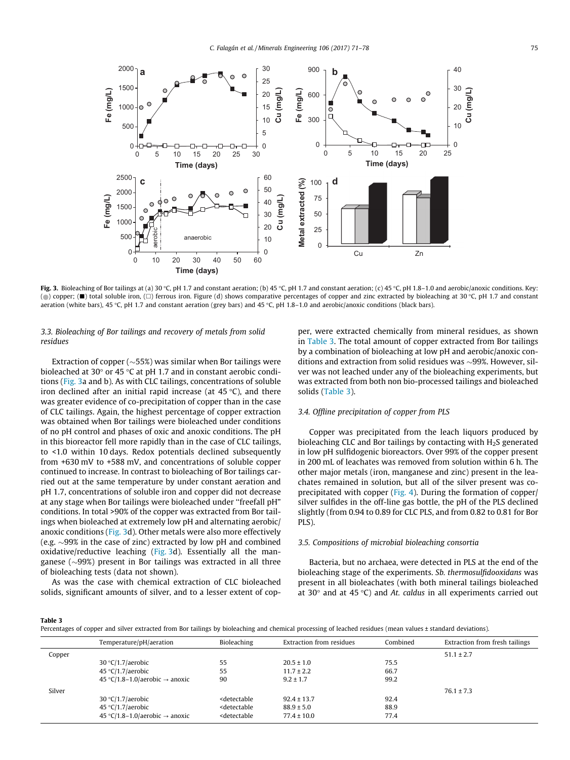**Fig. 3.** Bioleaching of Bor tailings at (a) 30 °C, pH 1.7 and constant aeration; (b) 45 °C, pH 1.7 and constant aeration; (c) 45 °C, pH 1.8–1.0 and aerobic/anoxic conditions. Key: (●) copper; (■) total soluble iron, (□) ferrous iron. Figure (d) shows comparative percentages of copper and zinc extracted by bioleaching at 30 °C, pH 1.7 and constant aeration (white bars), 45 °C, pH 1.7 and constant aeration (grey bars) and 45 °C, pH 1.8–1.0 and aerobic/anoxic conditions (black bars).

### 3.3. Bioleaching of Bor tailings and recovery of metals from solid residues

Extraction of copper (~55%) was similar when Bor tailings were bioleached at 30° or 45 °C at pH 1.7 and in constant aerobic conditions (Fig. 3a and b). As with CLC tailings, concentrations of soluble iron declined after an initial rapid increase (at 45 °C), and there was greater evidence of co-precipitation of copper than in the case of CLC tailings. Again, the highest percentage of copper extraction was obtained when Bor tailings were bioleached under conditions of no pH control and phases of oxic and anoxic conditions. The pH in this bioreactor fell more rapidly than in the case of CLC tailings, to <1.0 within 10 days. Redox potentials declined subsequently from +630 mV to +588 mV, and concentrations of soluble copper continued to increase. In contrast to bioleaching of Bor tailings carried out at the same temperature by under constant aeration and pH 1.7, concentrations of soluble iron and copper did not decrease at any stage when Bor tailings were bioleached under "freefall pH" conditions. In total >90% of the copper was extracted from Bor tailings when bioleached at extremely low pH and alternating aerobic/anoxic conditions (Fig. 3d). Other metals were also more effectively (e.g. ~99% in the case of zinc) extracted by low pH and combined oxidative/reductive leaching (Fig. 3d). Essentially all the manganese (~99%) present in Bor tailings was extracted in all three of bioleaching tests (data not shown).

As was the case with chemical extraction of CLC bioleached solids, significant amounts of silver, and to a lesser extent of copper, were extracted chemically from mineral residues, as shown in Table 3. The total amount of copper extracted from Bor tailings by a combination of bioleaching at low pH and aerobic/anoxic conditions and extraction from solid residues was ~99%. However, silver was not leached under any of the bioleaching experiments, but was extracted from both non bio-processed tailings and bioleached solids (Table 3).

### 3.4. Offline precipitation of copper from PLS

Copper was precipitated from the leach liquors produced by bioleaching CLC and Bor tailings by contacting with $H_2S$ generated in low pH sulfidogenic bioreactors. Over 99% of the copper present in 200 mL of leachates was removed from solution within 6 h. The other major metals (iron, manganese and zinc) present in the leachates remained in solution, but all of the silver present was co-precipitated with copper (Fig. 4). During the formation of copper/silver sulfides in the off-line gas bottle, the pH of the PLS declined slightly (from 0.94 to 0.89 for CLC PLS, and from 0.82 to 0.81 for Bor PLS).

### 3.5. Compositions of microbial bioleaching consortia

Bacteria, but no archaea, were detected in PLS at the end of the bioleaching stage of the experiments. *Sb. thermosulfidooxidans* was present in all bioleachates (with both mineral tailings bioleached at 30° and at 45 °C) and *At. caldus* in all experiments carried out

**Table 3**
Percentages of copper and silver extracted from Bor tailings by bioleaching and chemical processing of leached residues (mean values ± standard deviations).

| | Temperature/pH/aeration | Bioleaching | Extraction from residues | Combined | Extraction from fresh tailings |
|---|---|---|---|---|---|
| Copper | | | | | 51.1 ± 2.7 |
| | 30 °C/1.7/aerobic | 55 | 20.5 ± 1.0 | 75.5 | |
| | 45 °C/1.7/aerobic | 55 | 11.7 ± 2.2 | 66.7 | |
| | 45 °C/1.8–1.0/aerobic → anoxic | 90 | 9.2 ± 1.7 | 99.2 | |
| Silver | | | | | 76.1 ± 7.3 |
| | 30 °C/1.7/aerobic | <detectable | 92.4 ± 13.7 | 92.4 | |
| | 45 °C/1.7/aerobic | <detectable | 88.9 ± 5.0 | 88.9 | |
| | 45 °C/1.8–1.0/aerobic → anoxic | <detectable | 77.4 ± 10.0 | 77.4 | |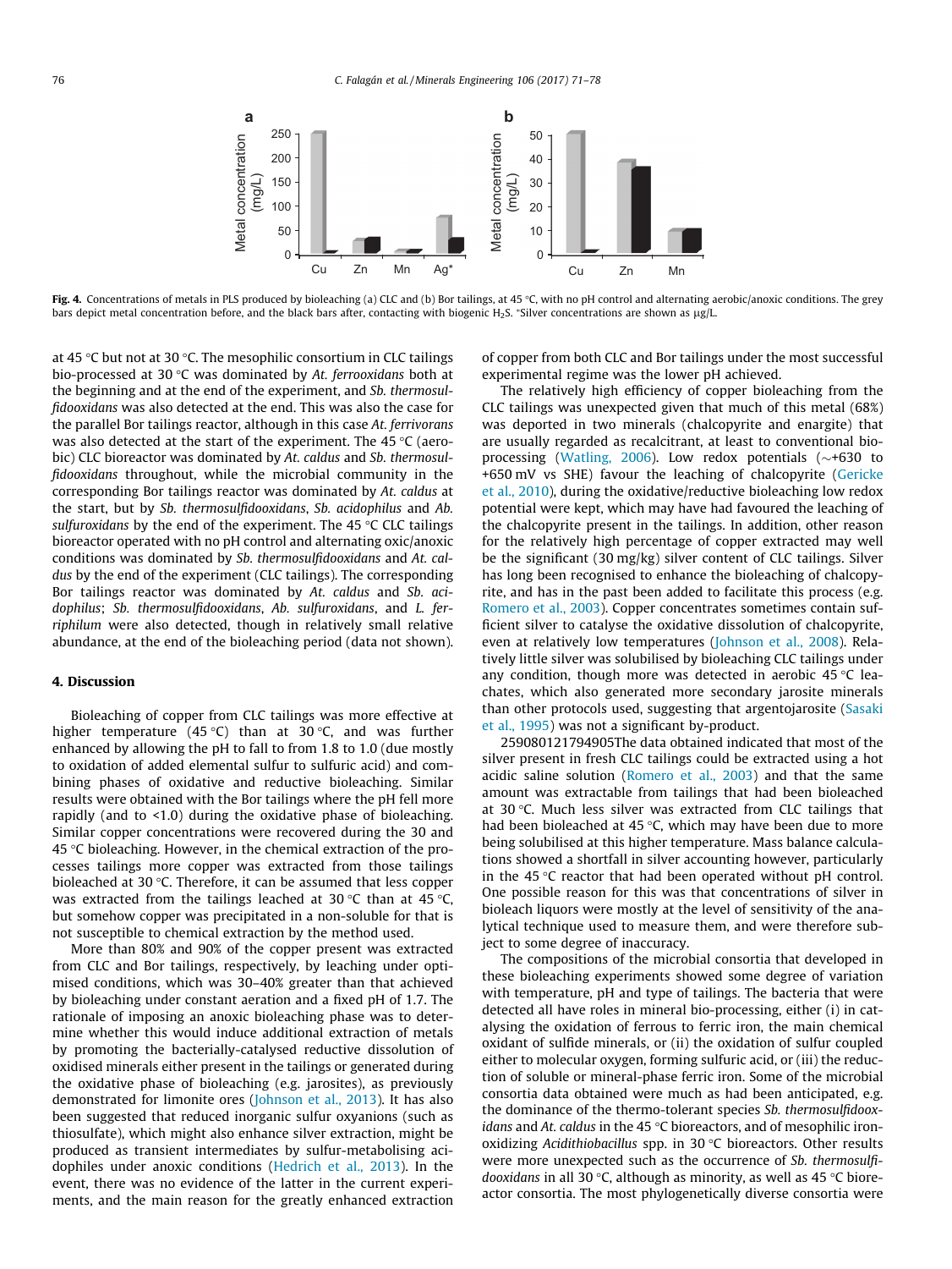Fig. 4. Concentrations of metals in PLS produced by bioleaching (a) CLC and (b) Bor tailings, at 45 °C, with no pH control and alternating aerobic/anoxic conditions. The grey bars depict metal concentration before, and the black bars after, contacting with biogenic $H_2S$. *Silver concentrations are shown as μg/L.

at 45 °C but not at 30 °C. The mesophilic consortium in CLC tailings bio-processed at 30 °C was dominated by *At. ferrooxidans* both at the beginning and at the end of the experiment, and *Sb. thermosulfidooxidans* was also detected at the end. This was also the case for the parallel Bor tailings reactor, although in this case *At. ferrivorans* was also detected at the start of the experiment. The 45 °C (aerobic) CLC bioreactor was dominated by *At. caldus* and *Sb. thermosulfidooxidans* throughout, while the microbial community in the corresponding Bor tailings reactor was dominated by *At. caldus* at the start, but by *Sb. thermosulfidooxidans*, *Sb. acidophilus* and *Ab. sulfuroxidans* by the end of the experiment. The 45 °C CLC tailings bioreactor operated with no pH control and alternating oxic/anoxic conditions was dominated by *Sb. thermosulfidooxidans* and *At. caldus* by the end of the experiment (CLC tailings). The corresponding Bor tailings reactor was dominated by *At. caldus* and *Sb. acidophilus*; *Sb. thermosulfidooxidans*, *Ab. sulfuroxidans*, and *L. ferriphilum* were also detected, though in relatively small relative abundance, at the end of the bioleaching period (data not shown).

## 4. Discussion

Bioleaching of copper from CLC tailings was more effective at higher temperature (45 °C) than at 30 °C, and was further enhanced by allowing the pH to fall to from 1.8 to 1.0 (due mostly to oxidation of added elemental sulfur to sulfuric acid) and combining phases of oxidative and reductive bioleaching. Similar results were obtained with the Bor tailings where the pH fell more rapidly (and to <1.0) during the oxidative phase of bioleaching. Similar copper concentrations were recovered during the 30 and 45 °C bioleaching. However, in the chemical extraction of the processes tailings more copper was extracted from those tailings bioleached at 30 °C. Therefore, it can be assumed that less copper was extracted from the tailings leached at 30 °C than at 45 °C, but somehow copper was precipitated in a non-soluble for that is not susceptible to chemical extraction by the method used.

More than 80% and 90% of the copper present was extracted from CLC and Bor tailings, respectively, by leaching under optimised conditions, which was 30–40% greater than that achieved by bioleaching under constant aeration and a fixed pH of 1.7. The rationale of imposing an anoxic bioleaching phase was to determine whether this would induce additional extraction of metals by promoting the bacterially-catalysed reductive dissolution of oxidised minerals either present in the tailings or generated during the oxidative phase of bioleaching (e.g. jarosites), as previously demonstrated for limonite ores (Johnson et al., 2013). It has also been suggested that reduced inorganic sulfur oxyanions (such as thiosulfate), which might also enhance silver extraction, might be produced as transient intermediates by sulfur-metabolising acidophiles under anoxic conditions (Hedrich et al., 2013). In the event, there was no evidence of the latter in the current experiments, and the main reason for the greatly enhanced extraction of copper from both CLC and Bor tailings under the most successful experimental regime was the lower pH achieved.

The relatively high efficiency of copper bioleaching from the CLC tailings was unexpected given that much of this metal (68%) was deported in two minerals (chalcopyrite and enargite) that are usually regarded as recalcitrant, at least to conventional bioprocessing (Watling, 2006). Low redox potentials (~+630 to +650 mV vs SHE) favour the leaching of chalcopyrite (Gericke et al., 2010), during the oxidative/reductive bioleaching low redox potential were kept, which may have had favoured the leaching of the chalcopyrite present in the tailings. In addition, other reason for the relatively high percentage of copper extracted may well be the significant (30 mg/kg) silver content of CLC tailings. Silver has long been recognised to enhance the bioleaching of chalcopyrite, and has in the past been added to facilitate this process (e.g. Romero et al., 2003). Copper concentrates sometimes contain sufficient silver to catalyse the oxidative dissolution of chalcopyrite, even at relatively low temperatures (Johnson et al., 2008). Relatively little silver was solubilised by bioleaching CLC tailings under any condition, though more was detected in aerobic 45 °C leachates, which also generated more secondary jarosite minerals than other protocols used, suggesting that argentojarosite (Sasaki et al., 1995) was not a significant by-product.

259080121794905The data obtained indicated that most of the silver present in fresh CLC tailings could be extracted using a hot acidic saline solution (Romero et al., 2003) and that the same amount was extractable from tailings that had been bioleached at 30 °C. Much less silver was extracted from CLC tailings that had been bioleached at 45 °C, which may have been due to more being solubilised at this higher temperature. Mass balance calculations showed a shortfall in silver accounting however, particularly in the 45 °C reactor that had been operated without pH control. One possible reason for this was that concentrations of silver in bioleach liquors were mostly at the level of sensitivity of the analytical technique used to measure them, and were therefore subject to some degree of inaccuracy.

The compositions of the microbial consortia that developed in these bioleaching experiments showed some degree of variation with temperature, pH and type of tailings. The bacteria that were detected all have roles in mineral bio-processing, either (i) in catalysing the oxidation of ferrous to ferric iron, the main chemical oxidant of sulfide minerals, or (ii) the oxidation of sulfur coupled either to molecular oxygen, forming sulfuric acid, or (iii) the reduction of soluble or mineral-phase ferric iron. Some of the microbial consortia data obtained were much as had been anticipated, e.g. the dominance of the thermo-tolerant species *Sb. thermosulfidooxidans* and *At. caldus* in the 45 °C bioreactors, and of mesophilic iron-oxidizing *Acidithiobacillus* spp. in 30 °C bioreactors. Other results were more unexpected such as the occurrence of *Sb. thermosulfidooxidans* in all 30 °C, although as minority, as well as 45 °C bioreactor consortia. The most phylogenetically diverse consortia were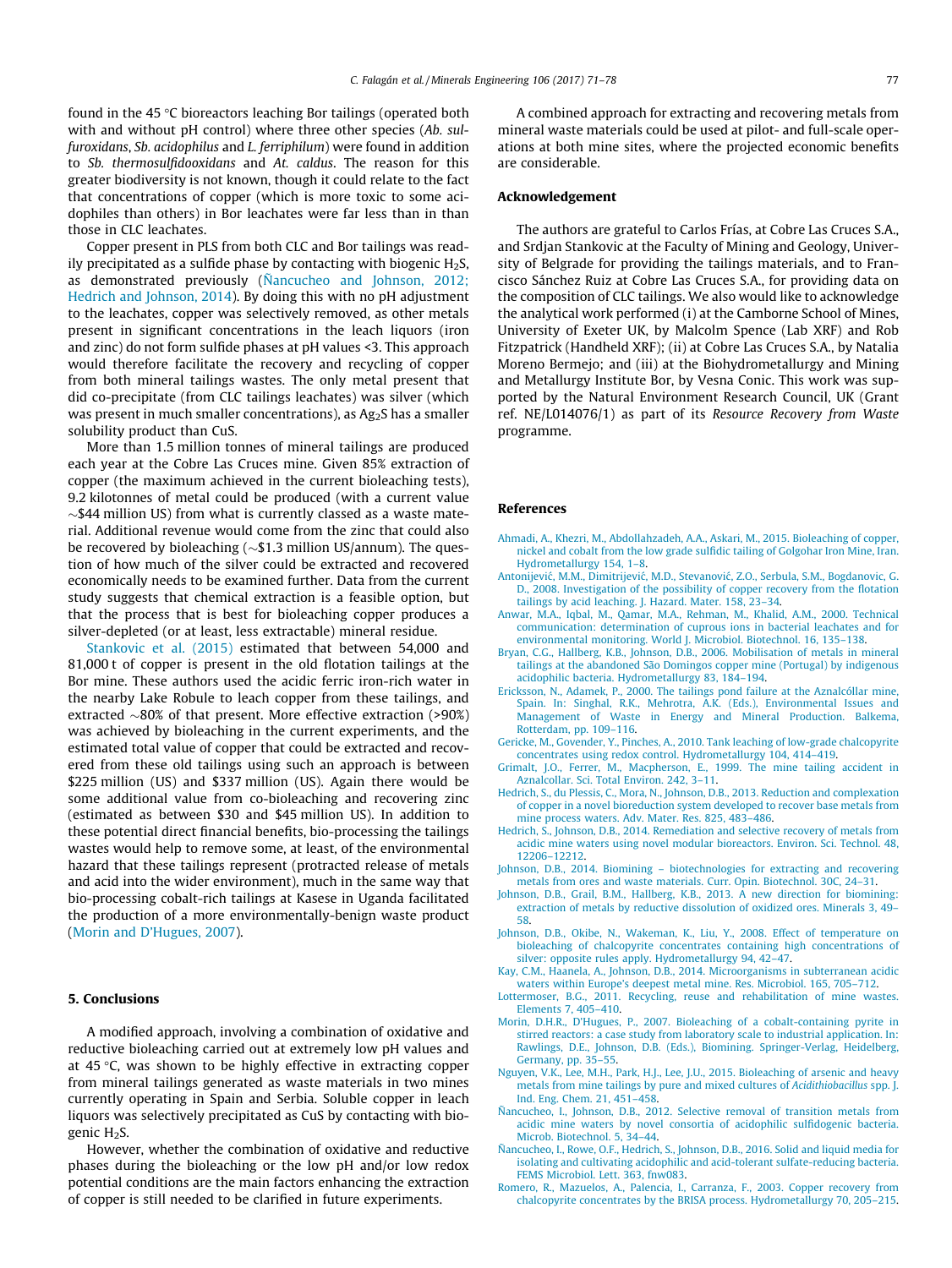found in the 45 °C bioreactors leaching Bor tailings (operated both with and without pH control) where three other species (*Ab. sulfuroxidans*, *Sb. acidophilus* and *L. ferriphilum*) were found in addition to *Sb. thermosulfidooxidans* and *At. caldus*. The reason for this greater biodiversity is not known, though it could relate to the fact that concentrations of copper (which is more toxic to some acidophiles than others) in Bor leachates were far less than in than those in CLC leachates.

Copper present in PLS from both CLC and Bor tailings was readily precipitated as a sulfide phase by contacting with biogenic $H_2S$, as demonstrated previously (Ñancucheo and Johnson, 2012; Hedrich and Johnson, 2014). By doing this with no pH adjustment to the leachates, copper was selectively removed, as other metals present in significant concentrations in the leach liquors (iron and zinc) do not form sulfide phases at pH values <3. This approach would therefore facilitate the recovery and recycling of copper from both mineral tailings wastes. The only metal present that did co-precipitate (from CLC tailings leachates) was silver (which was present in much smaller concentrations), as $Ag_2S$ has a smaller solubility product than CuS.

More than 1.5 million tonnes of mineral tailings are produced each year at the Cobre Las Cruces mine. Given 85% extraction of copper (the maximum achieved in the current bioleaching tests), 9.2 kilotonnes of metal could be produced (with a current value ~\$44 million US) from what is currently classed as a waste material. Additional revenue would come from the zinc that could also be recovered by bioleaching (~\$1.3 million US/annum). The question of how much of the silver could be extracted and recovered economically needs to be examined further. Data from the current study suggests that chemical extraction is a feasible option, but that the process that is best for bioleaching copper produces a silver-depleted (or at least, less extractable) mineral residue.

Stankovic et al. (2015) estimated that between 54,000 and 81,000 t of copper is present in the old flotation tailings at the Bor mine. These authors used the acidic ferric iron-rich water in the nearby Lake Robule to leach copper from these tailings, and extracted ~80% of that present. More effective extraction (>90%) was achieved by bioleaching in the current experiments, and the estimated total value of copper that could be extracted and recovered from these old tailings using such an approach is between \$225 million (US) and \$337 million (US). Again there would be some additional value from co-bioleaching and recovering zinc (estimated as between \$30 and \$45 million US). In addition to these potential direct financial benefits, bio-processing the tailings wastes would help to remove some, at least, of the environmental hazard that these tailings represent (protracted release of metals and acid into the wider environment), much in the same way that bio-processing cobalt-rich tailings at Kasese in Uganda facilitated the production of a more environmentally-benign waste product (Morin and D'Hugues, 2007).

## 5. Conclusions

A modified approach, involving a combination of oxidative and reductive bioleaching carried out at extremely low pH values and at 45 °C, was shown to be highly effective in extracting copper from mineral tailings generated as waste materials in two mines currently operating in Spain and Serbia. Soluble copper in leach liquors was selectively precipitated as CuS by contacting with biogenic $H_2S$.

However, whether the combination of oxidative and reductive phases during the bioleaching or the low pH and/or low redox potential conditions are the main factors enhancing the extraction of copper is still needed to be clarified in future experiments.

A combined approach for extracting and recovering metals from mineral waste materials could be used at pilot- and full-scale operations at both mine sites, where the projected economic benefits are considerable.

## Acknowledgement

The authors are grateful to Carlos Frías, at Cobre Las Cruces S.A., and Srdjan Stankovic at the Faculty of Mining and Geology, University of Belgrade for providing the tailings materials, and to Francisco Sánchez Ruiz at Cobre Las Cruces S.A., for providing data on the composition of CLC tailings. We also would like to acknowledge the analytical work performed (i) at the Camborne School of Mines, University of Exeter UK, by Malcolm Spence (Lab XRF) and Rob Fitzpatrick (Handheld XRF); (ii) at Cobre Las Cruces S.A., by Natalia Moreno Bermejo; and (iii) at the Biohydrometallurgy and Mining and Metallurgy Institute Bor, by Vesna Conic. This work was supported by the Natural Environment Research Council, UK (Grant ref. NE/L014076/1) as part of its *Resource Recovery from Waste* programme.

## References

Ahmadi, A., Khezri, M., Abdollahzadeh, A.A., Askari, M., 2015. Bioleaching of copper, nickel and cobalt from the low grade sulfidic tailing of Golgohar Iron Mine, Iran. Hydrometallurgy 154, 1–8.

Antonijević, M.M., Dimitrijević, M.D., Stevanović, Z.O., Serbula, S.M., Bogdanovic, G. D., 2008. Investigation of the possibility of copper recovery from the flotation tailings by acid leaching. J. Hazard. Mater. 158, 23–34.

Anwar, M.A., Iqbal, M., Qamar, M.A., Rehman, M., Khalid, A.M., 2000. Technical communication: determination of cuprous ions in bacterial leachates and for environmental monitoring. World J. Microbiol. Biotechnol. 16, 135–138.

Bryan, C.G., Hallberg, K.B., Johnson, D.B., 2006. Mobilisation of metals in mineral tailings at the abandoned São Domingos copper mine (Portugal) by indigenous acidophilic bacteria. Hydrometallurgy 83, 184–194.

Ericksson, N., Adamek, P., 2000. The tailings pond failure at the Aznalcóllar mine, Spain. In: Singhal, R.K., Mehrotra, A.K. (Eds.), Environmental Issues and Management of Waste in Energy and Mineral Production. Balkema, Rotterdam, pp. 109–116.

Gericke, M., Govender, Y., Pinches, A., 2010. Tank leaching of low-grade chalcopyrite concentrates using redox control. Hydrometallurgy 104, 414–419.

Grimalt, J.O., Ferrer, M., Macpherson, E., 1999. The mine tailing accident in Aznalcollar. Sci. Total Environ. 242, 3–11.

Hedrich, S., du Plessis, C., Mora, N., Johnson, D.B., 2013. Reduction and complexation of copper in a novel bioreduction system developed to recover base metals from mine process waters. Adv. Mater. Res. 825, 483–486.

Hedrich, S., Johnson, D.B., 2014. Remediation and selective recovery of metals from acidic mine waters using novel modular bioreactors. Environ. Sci. Technol. 48, 12206–12212.

Johnson, D.B., 2014. Biomining – biotechnologies for extracting and recovering metals from ores and waste materials. Curr. Opin. Biotechnol. 30C, 24–31.

Johnson, D.B., Grail, B.M., Hallberg, K.B., 2013. A new direction for biomining: extraction of metals by reductive dissolution of oxidized ores. Minerals 3, 49–58.

Johnson, D.B., Okibe, N., Wakeman, K., Liu, Y., 2008. Effect of temperature on bioleaching of chalcopyrite concentrates containing high concentrations of silver: opposite rules apply. Hydrometallurgy 94, 42–47.

Kay, C.M., Haanela, A., Johnson, D.B., 2014. Microorganisms in subterranean acidic waters within Europe's deepest metal mine. Res. Microbiol. 165, 705–712.

Lottermoser, B.G., 2011. Recycling, reuse and rehabilitation of mine wastes. Elements 7, 405–410.

Morin, D.H.R., D'Hugues, P., 2007. Bioleaching of a cobalt-containing pyrite in stirred reactors: a case study from laboratory scale to industrial application. In: Rawlings, D.E., Johnson, D.B. (Eds.), Biomining. Springer-Verlag, Heidelberg, Germany, pp. 35–55.

Nguyen, V.K., Lee, M.H., Park, H.J., Lee, J.U., 2015. Bioleaching of arsenic and heavy metals from mine tailings by pure and mixed cultures of *Acidithiobacillus* spp. J. Ind. Eng. Chem. 21, 451–458.

Ñancucheo, I., Johnson, D.B., 2012. Selective removal of transition metals from acidic mine waters by novel consortia of acidophilic sulfidogenic bacteria. Microb. Biotechnol. 5, 34–44.

Ñancucheo, I., Rowe, O.F., Hedrich, S., Johnson, D.B., 2016. Solid and liquid media for isolating and cultivating acidophilic and acid-tolerant sulfate-reducing bacteria. FEMS Microbiol. Lett. 363, fnw083.

Romero, R., Mazuelos, A., Palencia, I., Carranza, F., 2003. Copper recovery from chalcopyrite concentrates by the BRISA process. Hydrometallurgy 70, 205–215.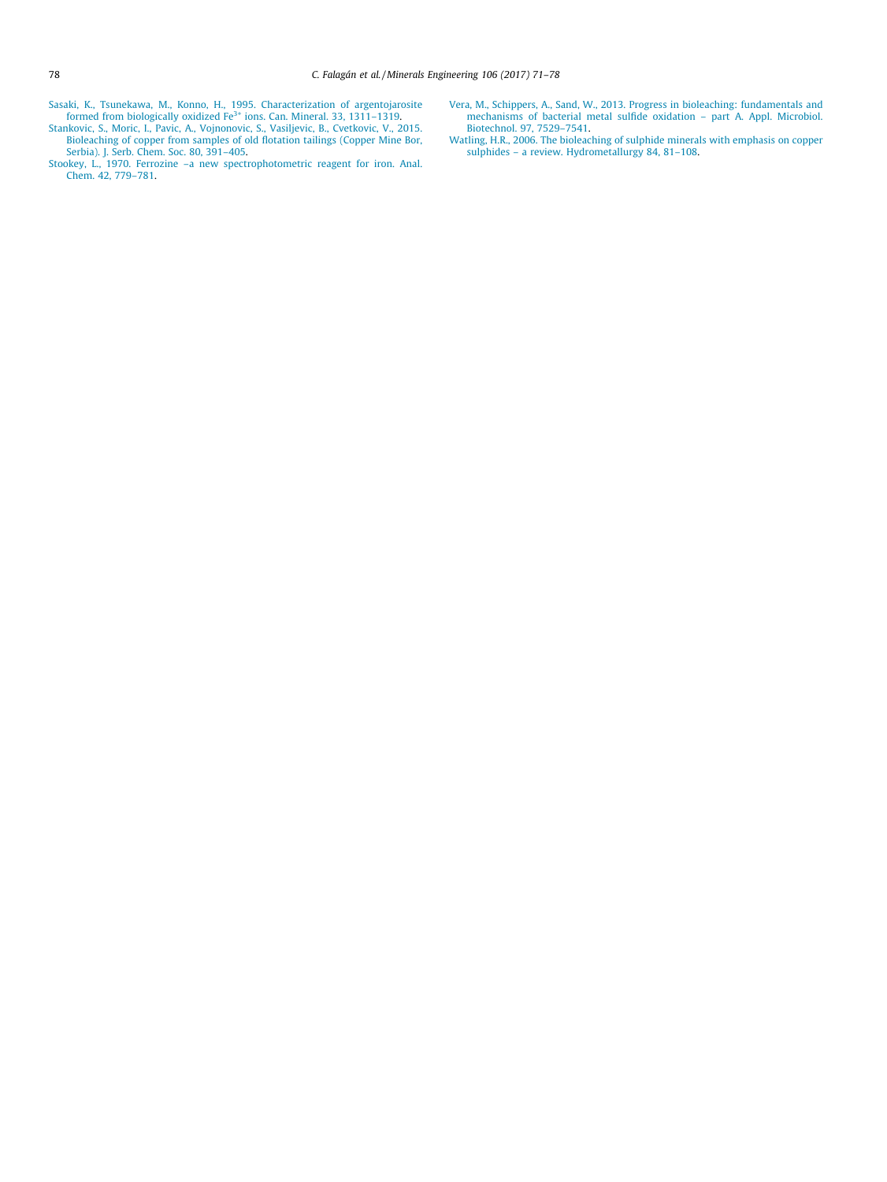Sasaki, K., Tsunekawa, M., Konno, H., 1995. Characterization of argentojarosite formed from biologically oxidized $Fe^{3+}$ ions. Can. Mineral. 33, 1311–1319.

Stankovic, S., Moric, I., Pavic, A., Vojnonovic, S., Vasiljevic, B., Cvetkovic, V., 2015. Bioleaching of copper from samples of old flotation tailings (Copper Mine Bor, Serbia). J. Serb. Chem. Soc. 80, 391–405.

Stookey, L., 1970. Ferrozine –a new spectrophotometric reagent for iron. Anal. Chem. 42, 779–781.

Vera, M., Schippers, A., Sand, W., 2013. Progress in bioleaching: fundamentals and mechanisms of bacterial metal sulfide oxidation – part A. Appl. Microbiol. Biotechnol. 97, 7529–7541.

Watling, H.R., 2006. The bioleaching of sulphide minerals with emphasis on copper sulphides – a review. Hydrometallurgy 84, 81–108.